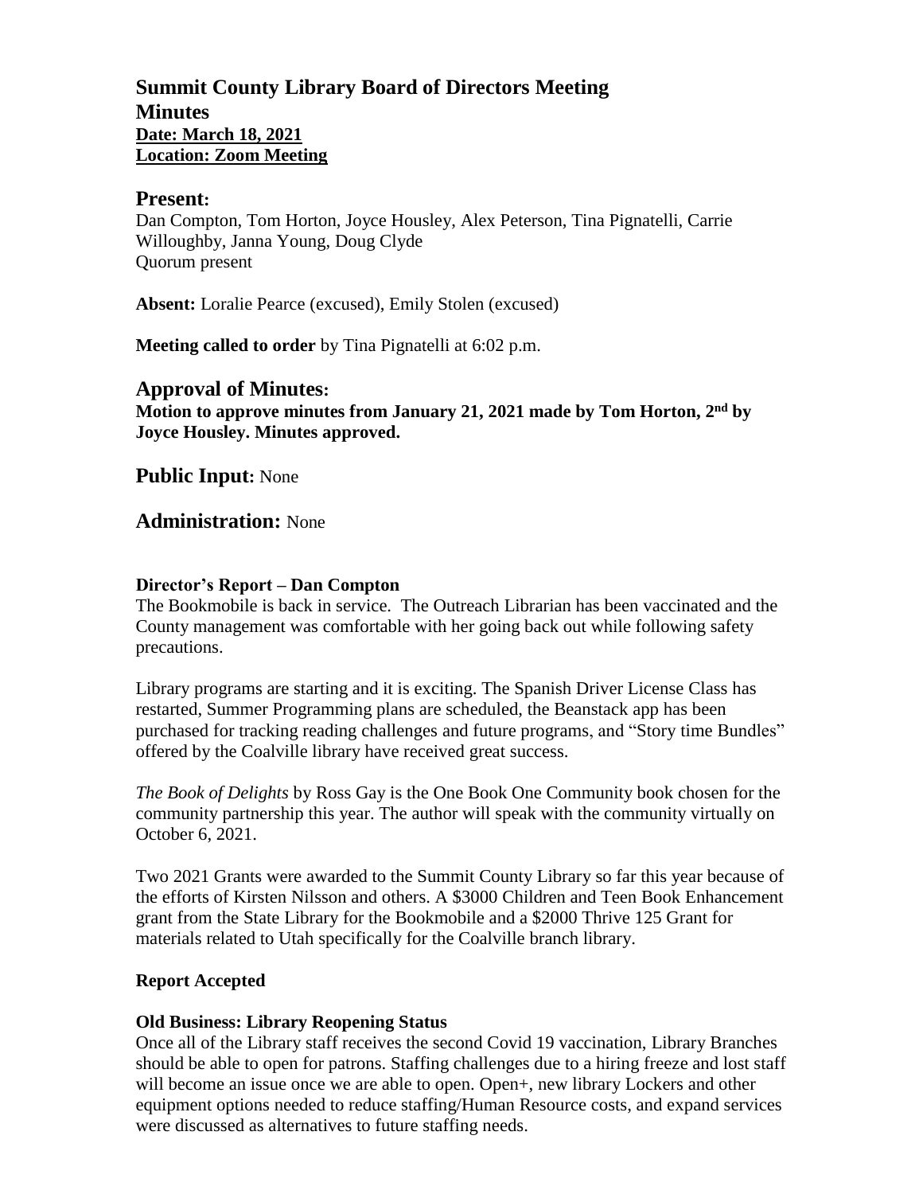# Summit County Library Board of Directors Meeting

## Minutes

**Date: March 18, 2021**
**Location: Zoom Meeting**

## Present:

Dan Compton, Tom Horton, Joyce Housley, Alex Peterson, Tina Pignatelli, Carrie Willoughby, Janna Young, Doug Clyde
Quorum present

**Absent:** Loralie Pearce (excused), Emily Stolen (excused)

**Meeting called to order** by Tina Pignatelli at 6:02 p.m.

## Approval of Minutes:

**Motion to approve minutes from January 21, 2021 made by Tom Horton, 2nd by Joyce Housley. Minutes approved.**

## Public Input: None

## Administration: None

### Director's Report – Dan Compton

The Bookmobile is back in service. The Outreach Librarian has been vaccinated and the County management was comfortable with her going back out while following safety precautions.

Library programs are starting and it is exciting. The Spanish Driver License Class has restarted, Summer Programming plans are scheduled, the Beanstack app has been purchased for tracking reading challenges and future programs, and "Story time Bundles" offered by the Coalville library have received great success.

*The Book of Delights* by Ross Gay is the One Book One Community book chosen for the community partnership this year. The author will speak with the community virtually on October 6, 2021.

Two 2021 Grants were awarded to the Summit County Library so far this year because of the efforts of Kirsten Nilsson and others. A $3000 Children and Teen Book Enhancement grant from the State Library for the Bookmobile and a $2000 Thrive 125 Grant for materials related to Utah specifically for the Coalville branch library.

**Report Accepted**

### Old Business: Library Reopening Status

Once all of the Library staff receives the second Covid 19 vaccination, Library Branches should be able to open for patrons. Staffing challenges due to a hiring freeze and lost staff will become an issue once we are able to open. Open+, new library Lockers and other equipment options needed to reduce staffing/Human Resource costs, and expand services were discussed as alternatives to future staffing needs.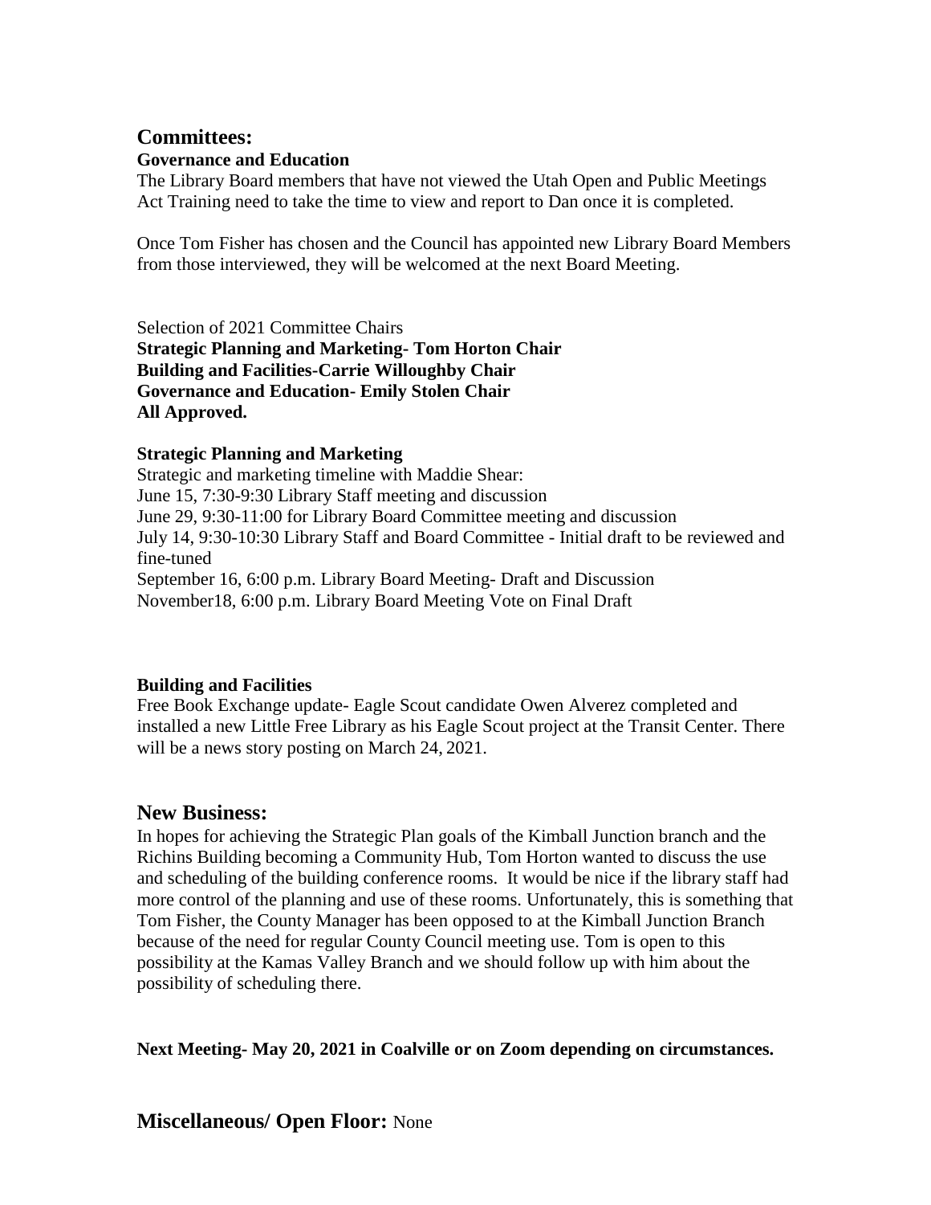## Committees:

**Governance and Education**

The Library Board members that have not viewed the Utah Open and Public Meetings Act Training need to take the time to view and report to Dan once it is completed.

Once Tom Fisher has chosen and the Council has appointed new Library Board Members from those interviewed, they will be welcomed at the next Board Meeting.

Selection of 2021 Committee Chairs
**Strategic Planning and Marketing- Tom Horton Chair**
**Building and Facilities-Carrie Willoughby Chair**
**Governance and Education- Emily Stolen Chair**
**All Approved.**

**Strategic Planning and Marketing**

Strategic and marketing timeline with Maddie Shear:
June 15, 7:30-9:30 Library Staff meeting and discussion
June 29, 9:30-11:00 for Library Board Committee meeting and discussion
July 14, 9:30-10:30 Library Staff and Board Committee - Initial draft to be reviewed and fine-tuned
September 16, 6:00 p.m. Library Board Meeting- Draft and Discussion
November18, 6:00 p.m. Library Board Meeting Vote on Final Draft

**Building and Facilities**

Free Book Exchange update- Eagle Scout candidate Owen Alverez completed and installed a new Little Free Library as his Eagle Scout project at the Transit Center. There will be a news story posting on March 24, 2021.

## New Business:

In hopes for achieving the Strategic Plan goals of the Kimball Junction branch and the Richins Building becoming a Community Hub, Tom Horton wanted to discuss the use and scheduling of the building conference rooms. It would be nice if the library staff had more control of the planning and use of these rooms. Unfortunately, this is something that Tom Fisher, the County Manager has been opposed to at the Kimball Junction Branch because of the need for regular County Council meeting use. Tom is open to this possibility at the Kamas Valley Branch and we should follow up with him about the possibility of scheduling there.

**Next Meeting- May 20, 2021 in Coalville or on Zoom depending on circumstances.**

## Miscellaneous/ Open Floor: None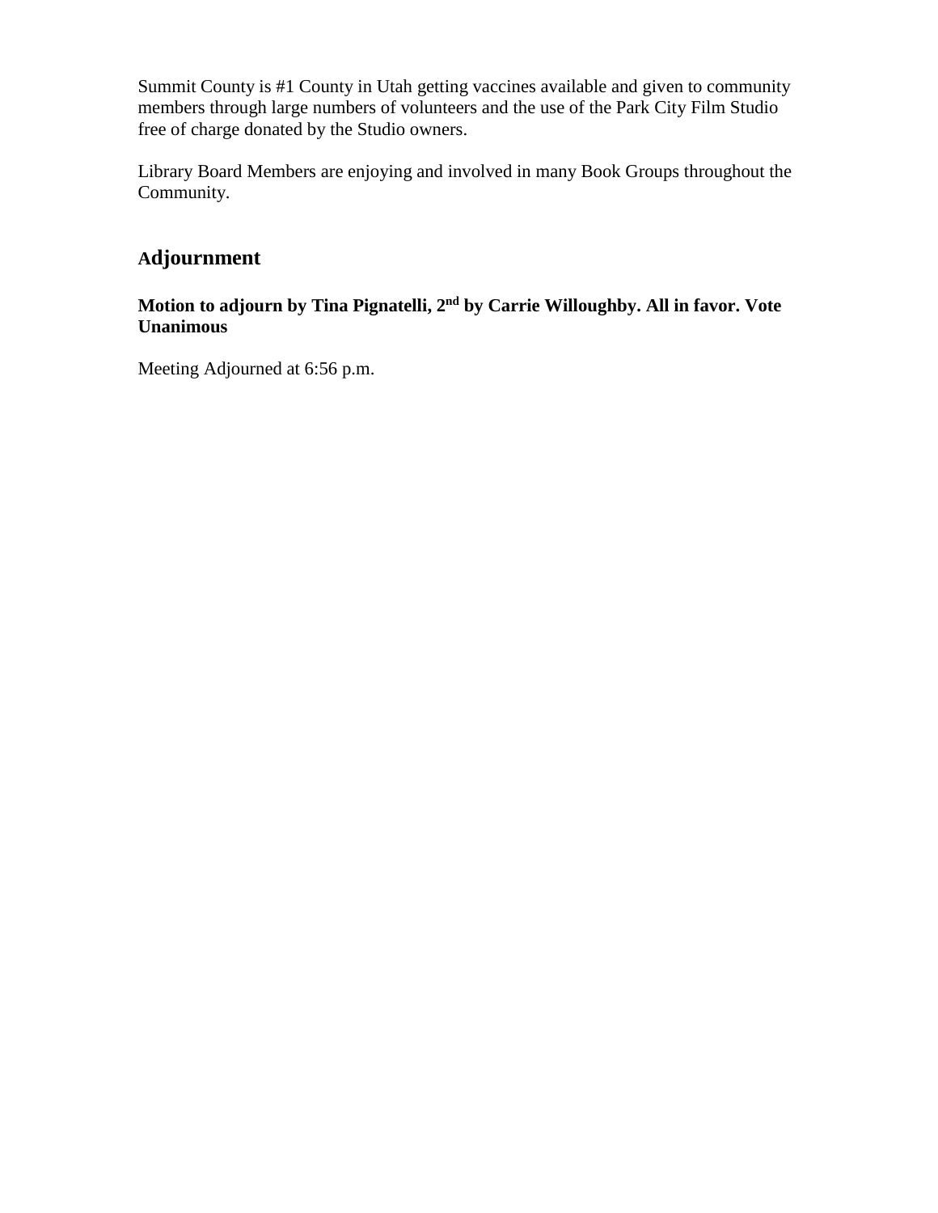Summit County is #1 County in Utah getting vaccines available and given to community members through large numbers of volunteers and the use of the Park City Film Studio free of charge donated by the Studio owners.

Library Board Members are enjoying and involved in many Book Groups throughout the Community.

## Adjournment

**Motion to adjourn by Tina Pignatelli, 2nd by Carrie Willoughby. All in favor. Vote Unanimous**

Meeting Adjourned at 6:56 p.m.